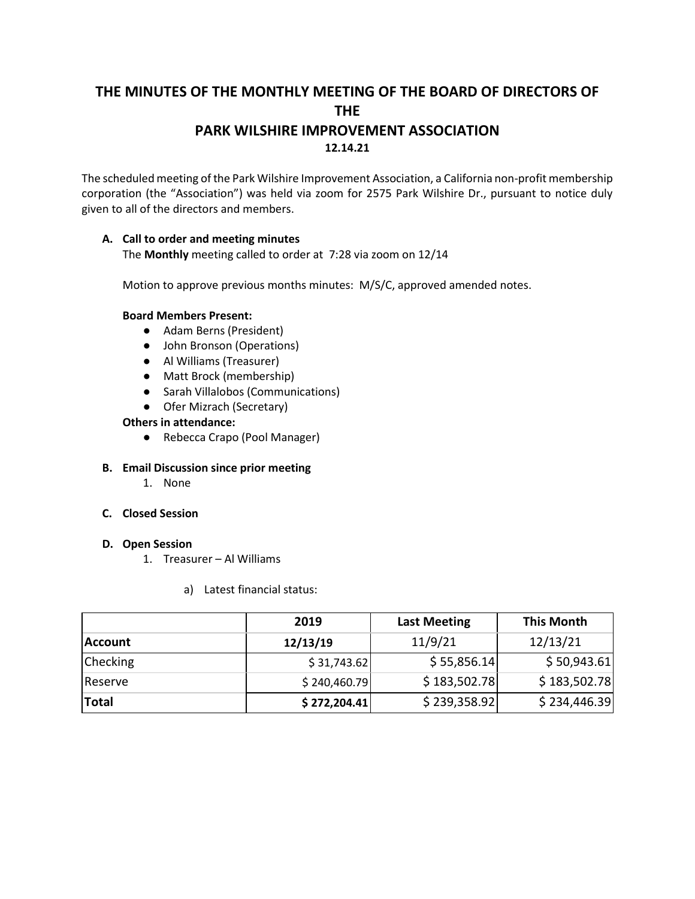# THE MINUTES OF THE MONTHLY MEETING OF THE BOARD OF DIRECTORS OF THE PARK WILSHIRE IMPROVEMENT ASSOCIATION

**12.14.21**

The scheduled meeting of the Park Wilshire Improvement Association, a California non-profit membership corporation (the "Association") was held via zoom for 2575 Park Wilshire Dr., pursuant to notice duly given to all of the directors and members.

**A. Call to order and meeting minutes**

The **Monthly** meeting called to order at 7:28 via zoom on 12/14

Motion to approve previous months minutes: M/S/C, approved amended notes.

**Board Members Present:**

- Adam Berns (President)
- John Bronson (Operations)
- Al Williams (Treasurer)
- Matt Brock (membership)
- Sarah Villalobos (Communications)
- Ofer Mizrach (Secretary)

**Others in attendance:**

- Rebecca Crapo (Pool Manager)

**B. Email Discussion since prior meeting**

1. None

**C. Closed Session**

**D. Open Session**

1. Treasurer – Al Williams

   a) Latest financial status:

| | **2019** | **Last Meeting** | **This Month** |
|---|---|---|---|
| **Account** | **12/13/19** | 11/9/21 | 12/13/21 |
| Checking | $ 31,743.62 | $ 55,856.14 | $ 50,943.61 |
| Reserve | $ 240,460.79 | $ 183,502.78 | $ 183,502.78 |
| **Total** | **$ 272,204.41** | $ 239,358.92 | $ 234,446.39 |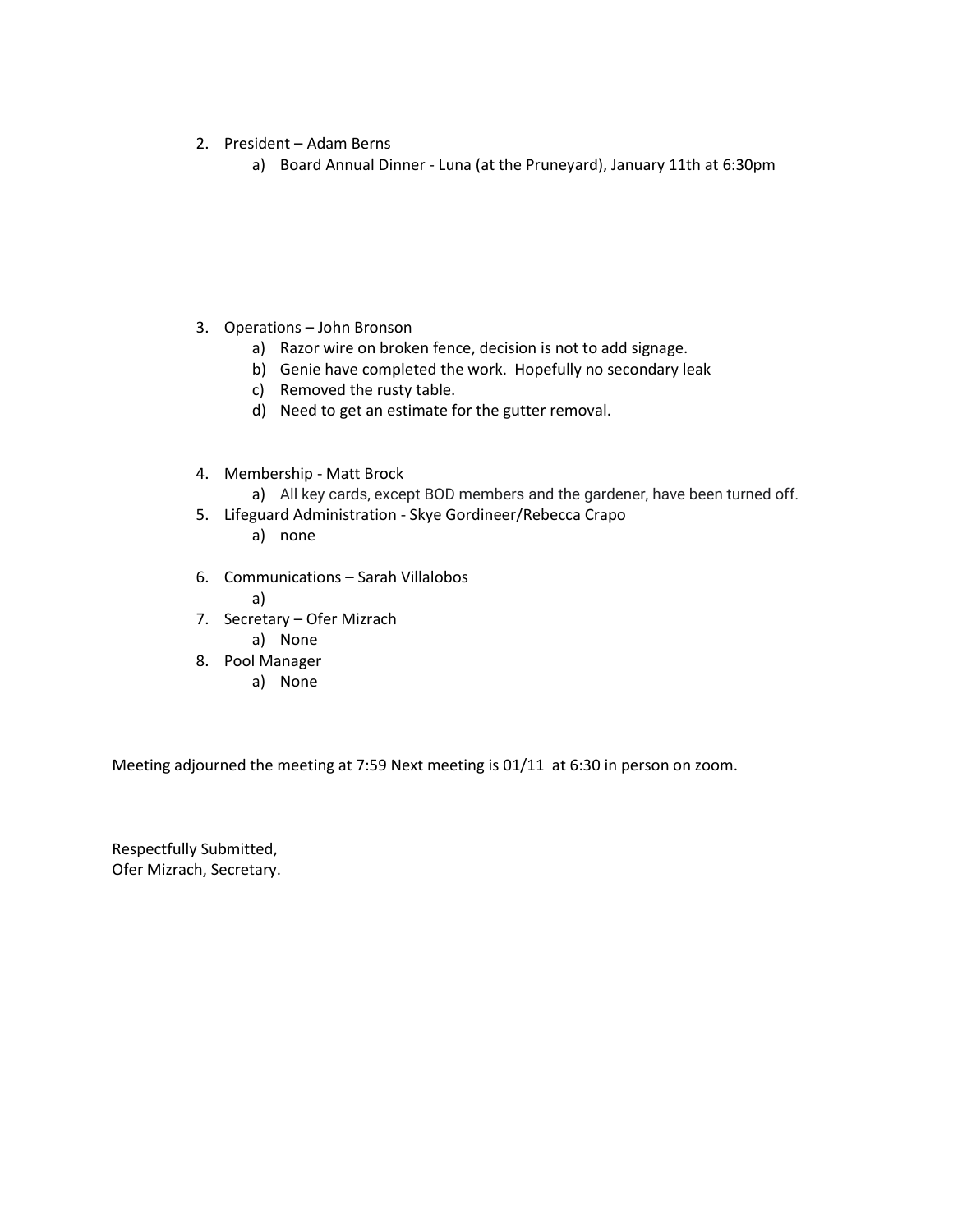2. President – Adam Berns
    a) Board Annual Dinner - Luna (at the Pruneyard), January 11th at 6:30pm

3. Operations – John Bronson
    a) Razor wire on broken fence, decision is not to add signage.
    b) Genie have completed the work. Hopefully no secondary leak
    c) Removed the rusty table.
    d) Need to get an estimate for the gutter removal.

4. Membership - Matt Brock
    a) All key cards, except BOD members and the gardener, have been turned off.
5. Lifeguard Administration - Skye Gordineer/Rebecca Crapo
    a) none

6. Communications – Sarah Villalobos
    a)
7. Secretary – Ofer Mizrach
    a) None
8. Pool Manager
    a) None

Meeting adjourned the meeting at 7:59 Next meeting is 01/11 at 6:30 in person on zoom.

Respectfully Submitted,  
Ofer Mizrach, Secretary.